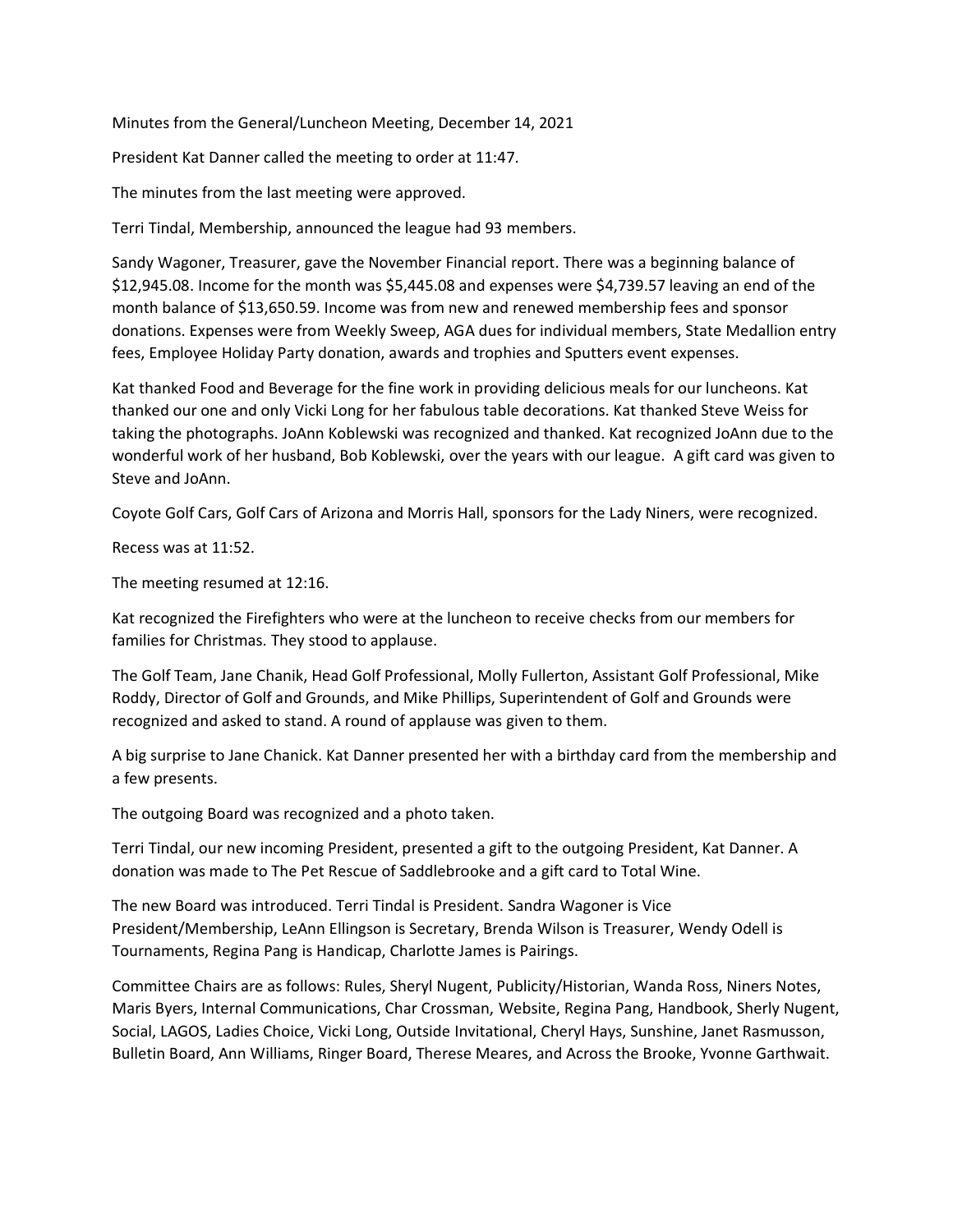Minutes from the General/Luncheon Meeting, December 14, 2021

President Kat Danner called the meeting to order at 11:47.

The minutes from the last meeting were approved.

Terri Tindal, Membership, announced the league had 93 members.

Sandy Wagoner, Treasurer, gave the November Financial report. There was a beginning balance of $12,945.08. Income for the month was $5,445.08 and expenses were $4,739.57 leaving an end of the month balance of $13,650.59. Income was from new and renewed membership fees and sponsor donations. Expenses were from Weekly Sweep, AGA dues for individual members, State Medallion entry fees, Employee Holiday Party donation, awards and trophies and Sputters event expenses.

Kat thanked Food and Beverage for the fine work in providing delicious meals for our luncheons. Kat thanked our one and only Vicki Long for her fabulous table decorations. Kat thanked Steve Weiss for taking the photographs. JoAnn Koblewski was recognized and thanked. Kat recognized JoAnn due to the wonderful work of her husband, Bob Koblewski, over the years with our league. A gift card was given to Steve and JoAnn.

Coyote Golf Cars, Golf Cars of Arizona and Morris Hall, sponsors for the Lady Niners, were recognized.

Recess was at 11:52.

The meeting resumed at 12:16.

Kat recognized the Firefighters who were at the luncheon to receive checks from our members for families for Christmas. They stood to applause.

The Golf Team, Jane Chanik, Head Golf Professional, Molly Fullerton, Assistant Golf Professional, Mike Roddy, Director of Golf and Grounds, and Mike Phillips, Superintendent of Golf and Grounds were recognized and asked to stand. A round of applause was given to them.

A big surprise to Jane Chanick. Kat Danner presented her with a birthday card from the membership and a few presents.

The outgoing Board was recognized and a photo taken.

Terri Tindal, our new incoming President, presented a gift to the outgoing President, Kat Danner. A donation was made to The Pet Rescue of Saddlebrooke and a gift card to Total Wine.

The new Board was introduced. Terri Tindal is President. Sandra Wagoner is Vice President/Membership, LeAnn Ellingson is Secretary, Brenda Wilson is Treasurer, Wendy Odell is Tournaments, Regina Pang is Handicap, Charlotte James is Pairings.

Committee Chairs are as follows: Rules, Sheryl Nugent, Publicity/Historian, Wanda Ross, Niners Notes, Maris Byers, Internal Communications, Char Crossman, Website, Regina Pang, Handbook, Sherly Nugent, Social, LAGOS, Ladies Choice, Vicki Long, Outside Invitational, Cheryl Hays, Sunshine, Janet Rasmusson, Bulletin Board, Ann Williams, Ringer Board, Therese Meares, and Across the Brooke, Yvonne Garthwait.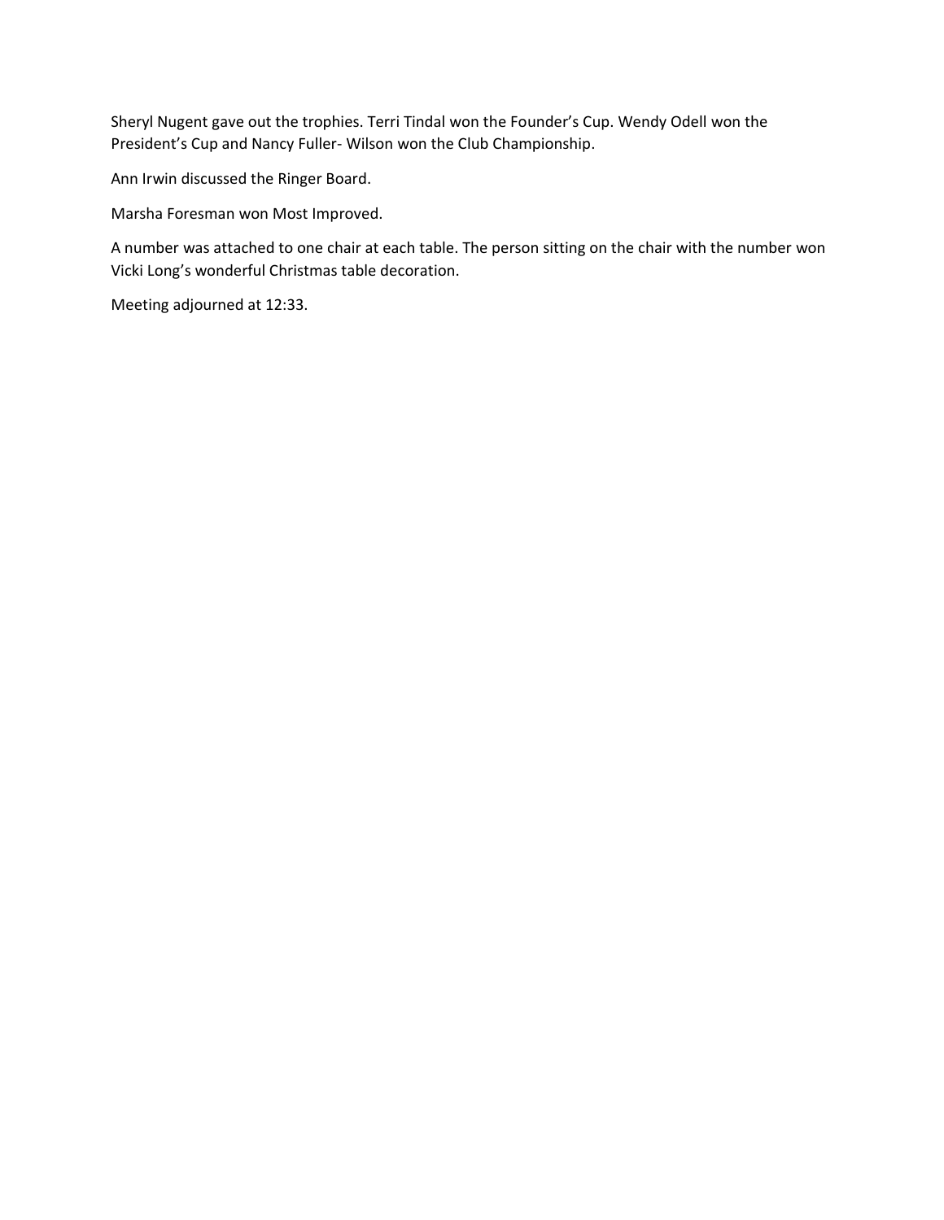Sheryl Nugent gave out the trophies. Terri Tindal won the Founder's Cup. Wendy Odell won the President's Cup and Nancy Fuller- Wilson won the Club Championship.

Ann Irwin discussed the Ringer Board.

Marsha Foresman won Most Improved.

A number was attached to one chair at each table. The person sitting on the chair with the number won Vicki Long's wonderful Christmas table decoration.

Meeting adjourned at 12:33.